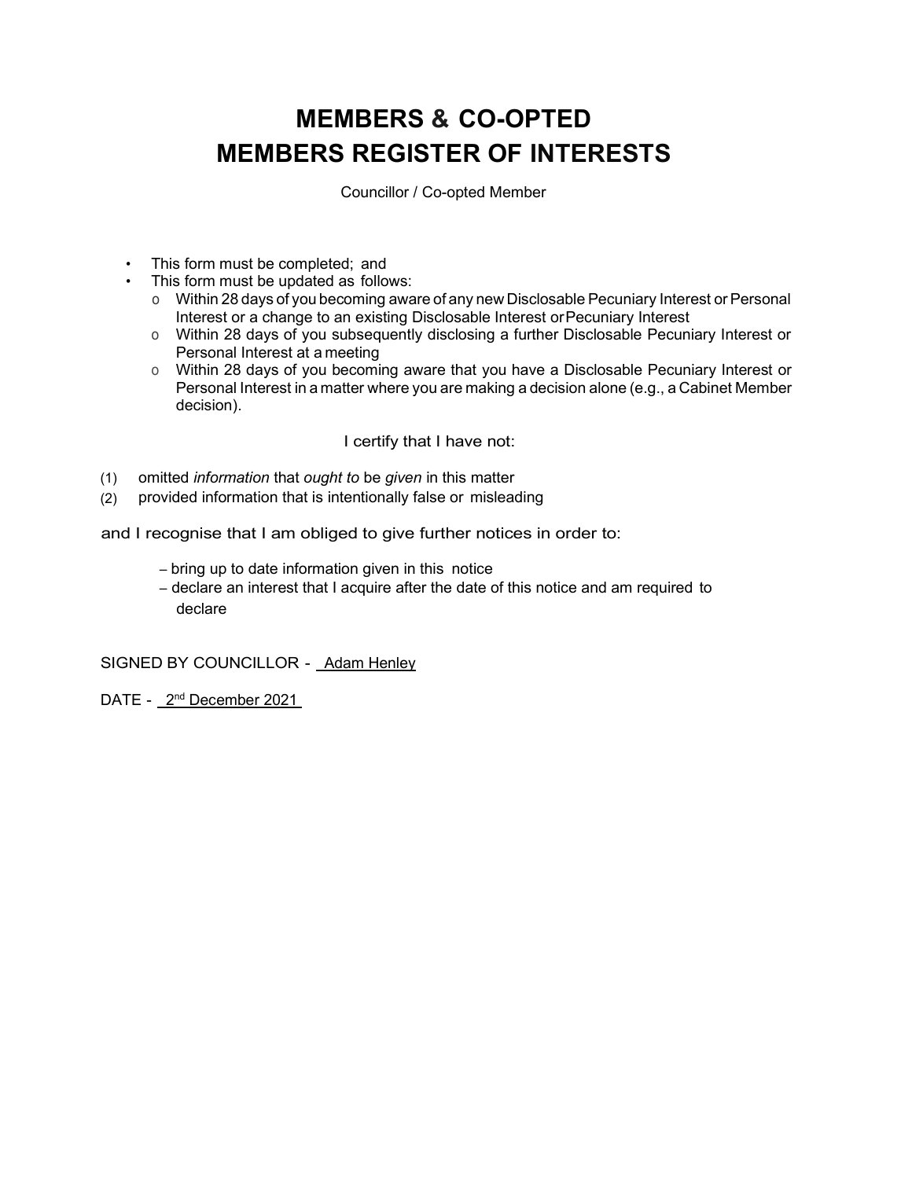# MEMBERS & CO-OPTED MEMBERS REGISTER OF INTERESTS

Councillor / Co-opted Member

- This form must be completed; and
- This form must be updated as follows:
  - Within 28 days of you becoming aware of any new Disclosable Pecuniary Interest or Personal Interest or a change to an existing Disclosable Interest or Pecuniary Interest
  - Within 28 days of you subsequently disclosing a further Disclosable Pecuniary Interest or Personal Interest at a meeting
  - Within 28 days of you becoming aware that you have a Disclosable Pecuniary Interest or Personal Interest in a matter where you are making a decision alone (e.g., a Cabinet Member decision).

I certify that I have not:

(1) omitted *information* that *ought to* be *given* in this matter
(2) provided information that is intentionally false or misleading

and I recognise that I am obliged to give further notices in order to:

- bring up to date information given in this notice
- declare an interest that I acquire after the date of this notice and am required to declare

SIGNED BY COUNCILLOR - Adam Henley

DATE - 2nd December 2021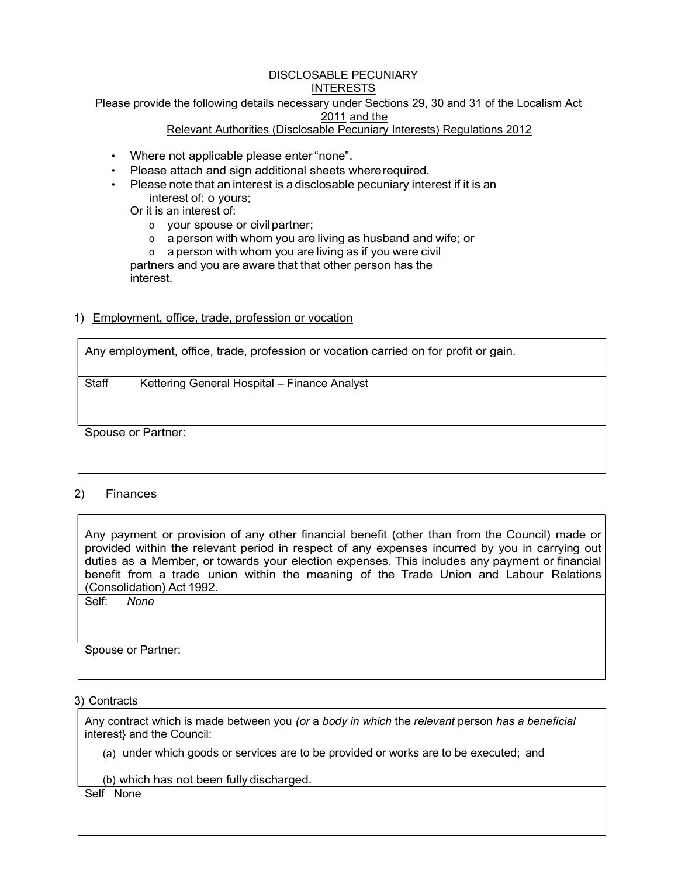# DISCLOSABLE PECUNIARY INTERESTS

Please provide the following details necessary under Sections 29, 30 and 31 of the Localism Act 2011 and the Relevant Authorities (Disclosable Pecuniary Interests) Regulations 2012

- Where not applicable please enter "none".
- Please attach and sign additional sheets where required.
- Please note that an interest is a disclosable pecuniary interest if it is an interest of:
  - yours;

  Or it is an interest of:
  - your spouse or civil partner;
  - a person with whom you are living as husband and wife; or
  - a person with whom you are living as if you were civil partners and you are aware that that other person has the interest.

1) Employment, office, trade, profession or vocation

| Any employment, office, trade, profession or vocation carried on for profit or gain. |
|---|
| Staff Kettering General Hospital – Finance Analyst |
| Spouse or Partner: |

2) Finances

| Any payment or provision of any other financial benefit (other than from the Council) made or provided within the relevant period in respect of any expenses incurred by you in carrying out duties as a Member, or towards your election expenses. This includes any payment or financial benefit from a trade union within the meaning of the Trade Union and Labour Relations (Consolidation) Act 1992. |
|---|
| Self: *None* |
| Spouse or Partner: |

3) Contracts

| Any contract which is made between you *(or* a *body in which* the *relevant* person *has a beneficial* interest} and the Council: (a) under which goods or services are to be provided or works are to be executed; and (b) which has not been fully discharged. |
|---|
| Self None |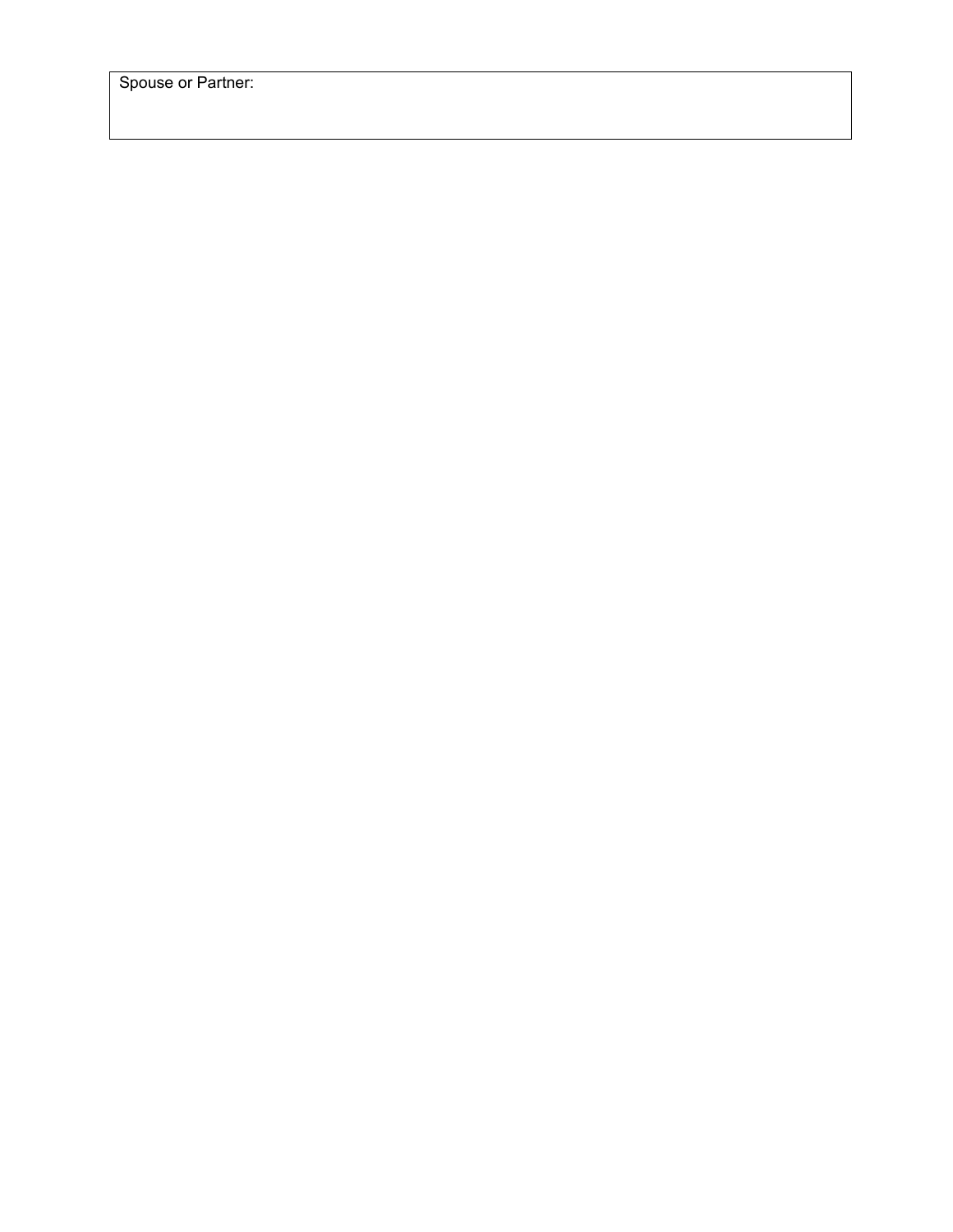| Spouse or Partner: |
| --- |
| |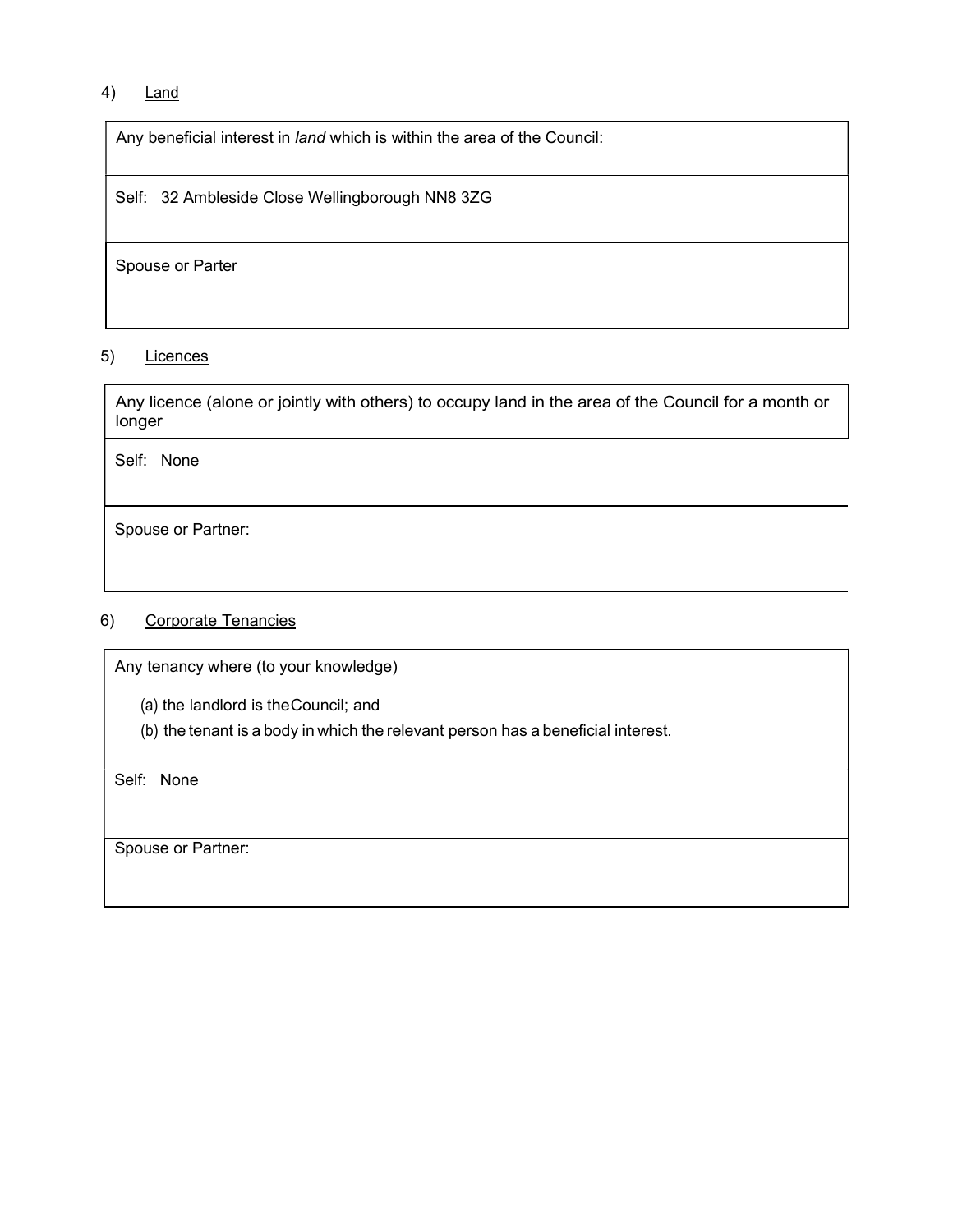4) <u>Land</u>

| Any beneficial interest in *land* which is within the area of the Council: |
|---|
| Self: 32 Ambleside Close Wellingborough NN8 3ZG |
| Spouse or Parter |

5) <u>Licences</u>

| Any licence (alone or jointly with others) to occupy land in the area of the Council for a month or longer |
|---|
| Self: None |
| Spouse or Partner: |

6) <u>Corporate Tenancies</u>

| Any tenancy where (to your knowledge)<br>(a) the landlord is theCouncil; and<br>(b) the tenant is a body in which the relevant person has a beneficial interest. |
|---|
| Self: None |
| Spouse or Partner: |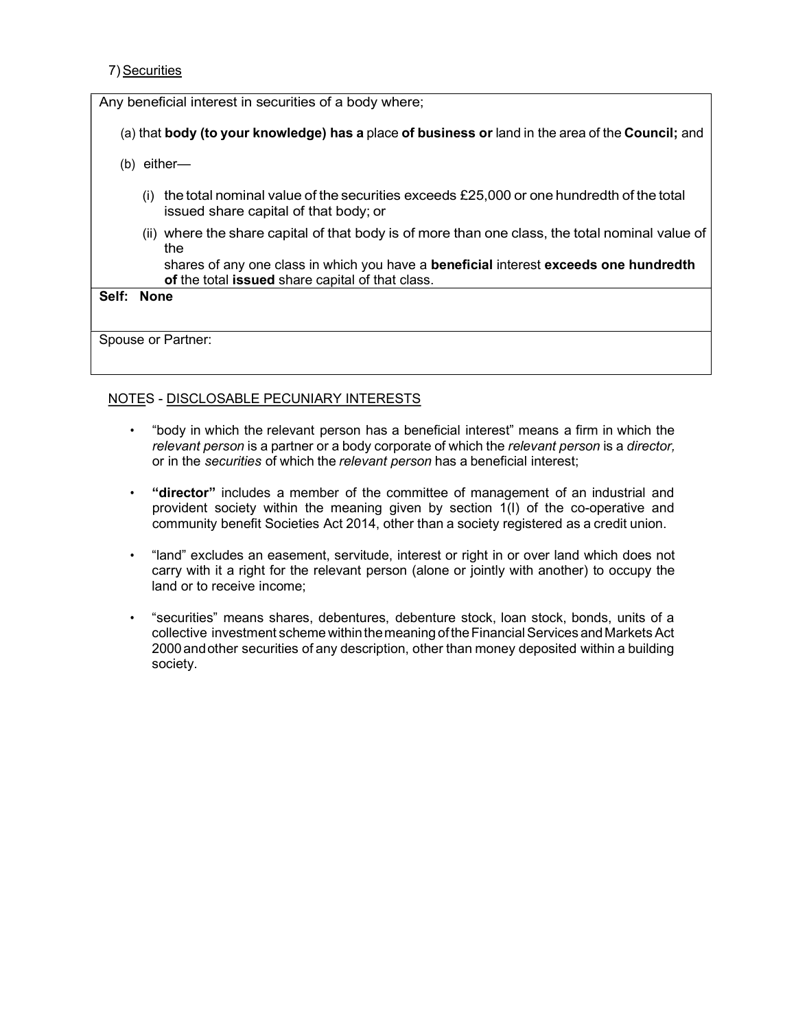7) <u>Securities</u>

| Any beneficial interest in securities of a body where;<br><br>(a) that **body (to your knowledge) has a** place **of business or** land in the area of the **Council;** and<br><br>(b) either—<br><br>(i) the total nominal value of the securities exceeds £25,000 or one hundredth of the total issued share capital of that body; or<br><br>(ii) where the share capital of that body is of more than one class, the total nominal value of the shares of any one class in which you have a **beneficial** interest **exceeds one hundredth of** the total **issued** share capital of that class. |
|---|
| **Self: None** |
| Spouse or Partner: |

NOTES - DISCLOSABLE PECUNIARY INTERESTS

- "body in which the relevant person has a beneficial interest" means a firm in which the *relevant person* is a partner or a body corporate of which the *relevant person* is a *director,* or in the *securities* of which the *relevant person* has a beneficial interest;
- **"director"** includes a member of the committee of management of an industrial and provident society within the meaning given by section 1(I) of the co-operative and community benefit Societies Act 2014, other than a society registered as a credit union.
- "land" excludes an easement, servitude, interest or right in or over land which does not carry with it a right for the relevant person (alone or jointly with another) to occupy the land or to receive income;
- "securities" means shares, debentures, debenture stock, loan stock, bonds, units of a collective investment scheme within the meaning of the Financial Services and Markets Act 2000 and other securities of any description, other than money deposited within a building society.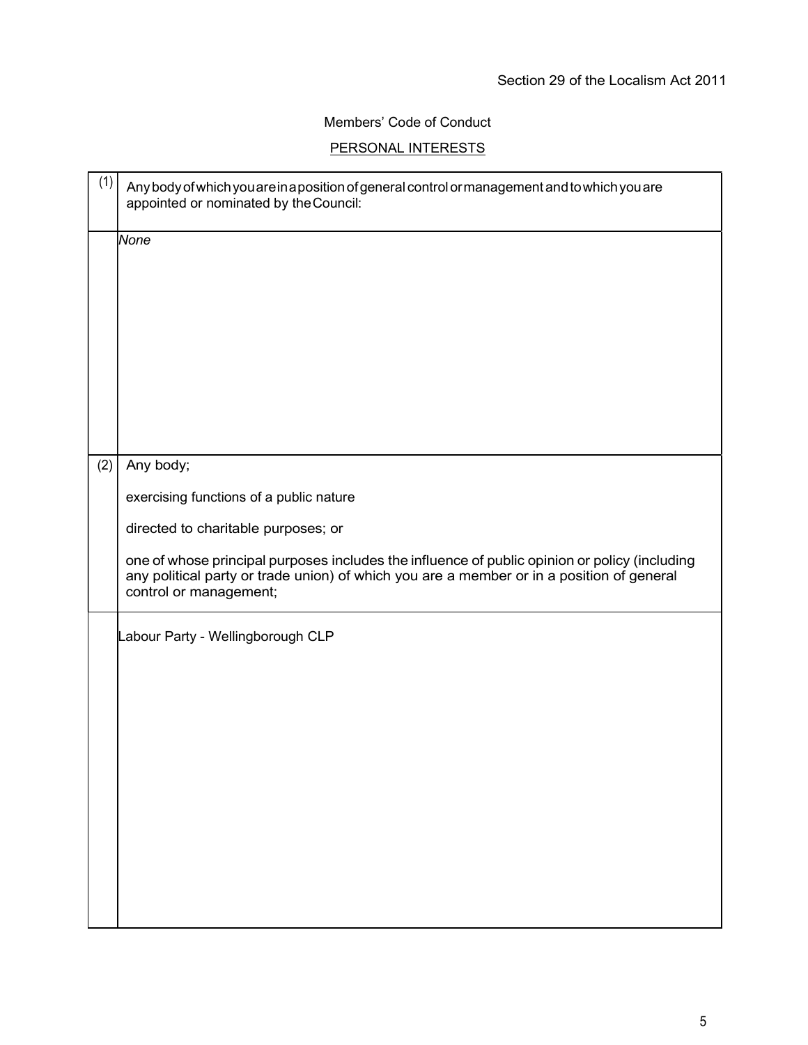Section 29 of the Localism Act 2011

Members' Code of Conduct

<u>PERSONAL INTERESTS</u>

| | |
|---|---|
| (1) | Any body of which you are in a position of general control or management and to which you are appointed or nominated by the Council: |
| | *None* |
| (2) | Any body;<br><br>exercising functions of a public nature<br><br>directed to charitable purposes; or<br><br>one of whose principal purposes includes the influence of public opinion or policy (including any political party or trade union) of which you are a member or in a position of general control or management; |
| | Labour Party - Wellingborough CLP |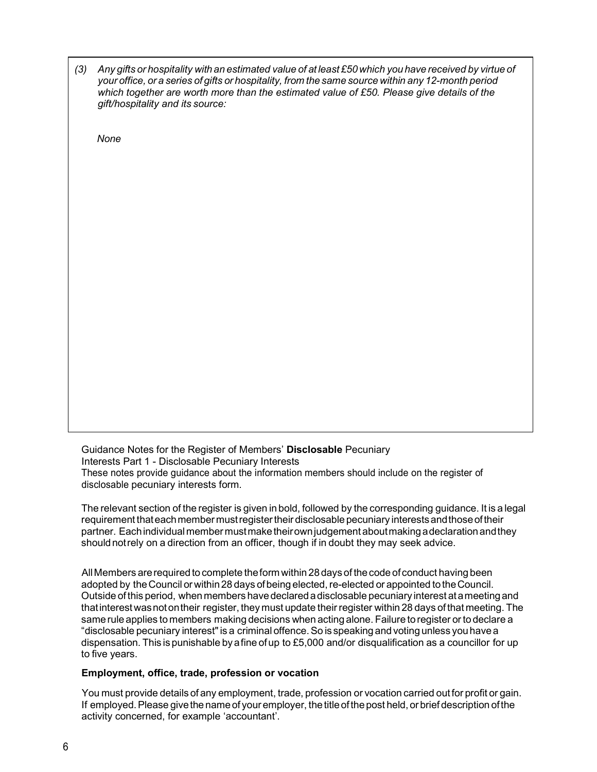*(3) Any gifts or hospitality with an estimated value of at least £50 which you have received by virtue of your office, or a series of gifts or hospitality, from the same source within any 12-month period which together are worth more than the estimated value of £50. Please give details of the gift/hospitality and its source:*

*None*

Guidance Notes for the Register of Members' **Disclosable** Pecuniary Interests Part 1 - Disclosable Pecuniary Interests

These notes provide guidance about the information members should include on the register of disclosable pecuniary interests form.

The relevant section of the register is given in bold, followed by the corresponding guidance. It is a legal requirement that each member must register their disclosable pecuniary interests and those of their partner. Each individual member must make their own judgement about making a declaration and they should not rely on a direction from an officer, though if in doubt they may seek advice.

All Members are required to complete the form within 28 days of the code of conduct having been adopted by the Council or within 28 days of being elected, re-elected or appointed to the Council. Outside of this period, when members have declared a disclosable pecuniary interest at a meeting and that interest was not on their register, they must update their register within 28 days of that meeting. The same rule applies to members making decisions when acting alone. Failure to register or to declare a "disclosable pecuniary interest" is a criminal offence. So is speaking and voting unless you have a dispensation. This is punishable by a fine of up to £5,000 and/or disqualification as a councillor for up to five years.

**Employment, office, trade, profession or vocation**

You must provide details of any employment, trade, profession or vocation carried out for profit or gain. If employed. Please give the name of your employer, the title of the post held, or brief description of the activity concerned, for example 'accountant'.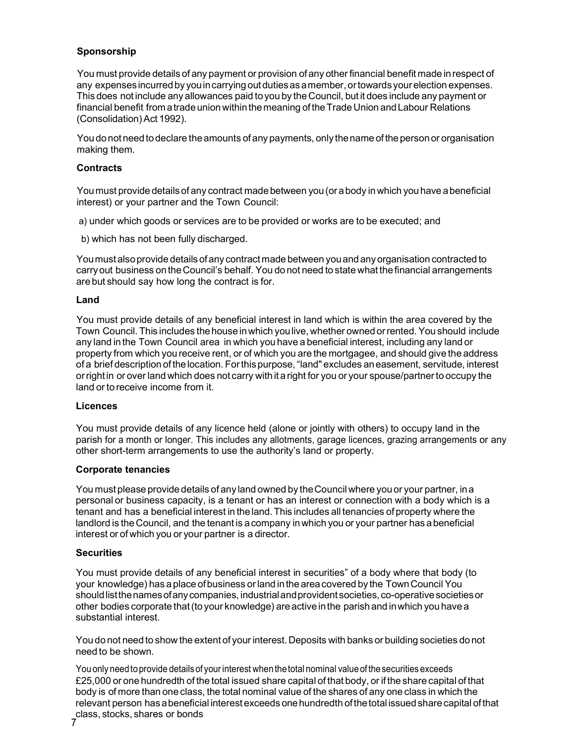**Sponsorship**

You must provide details of any payment or provision of any other financial benefit made in respect of any expenses incurred by you in carrying out duties as a member, or towards your election expenses. This does not include any allowances paid to you by the Council, but it does include any payment or financial benefit from a trade union within the meaning of the Trade Union and Labour Relations (Consolidation) Act 1992).

You do not need to declare the amounts of any payments, only the name of the person or organisation making them.

**Contracts**

You must provide details of any contract made between you (or a body in which you have a beneficial interest) or your partner and the Town Council:

a) under which goods or services are to be provided or works are to be executed; and

b) which has not been fully discharged.

You must also provide details of any contract made between you and any organisation contracted to carry out business on the Council's behalf. You do not need to state what the financial arrangements are but should say how long the contract is for.

**Land**

You must provide details of any beneficial interest in land which is within the area covered by the Town Council. This includes the house in which you live, whether owned or rented. You should include any land in the Town Council area in which you have a beneficial interest, including any land or property from which you receive rent, or of which you are the mortgagee, and should give the address of a brief description of the location. For this purpose, "land" excludes an easement, servitude, interest or right in or over land which does not carry with it a right for you or your spouse/partner to occupy the land or to receive income from it.

**Licences**

You must provide details of any licence held (alone or jointly with others) to occupy land in the parish for a month or longer. This includes any allotments, garage licences, grazing arrangements or any other short-term arrangements to use the authority's land or property.

**Corporate tenancies**

You must please provide details of any land owned by the Council where you or your partner, in a personal or business capacity, is a tenant or has an interest or connection with a body which is a tenant and has a beneficial interest in the land. This includes all tenancies of property where the landlord is the Council, and the tenant is a company in which you or your partner has a beneficial interest or of which you or your partner is a director.

**Securities**

You must provide details of any beneficial interest in securities" of a body where that body (to your knowledge) has a place of business or land in the area covered by the Town Council You should list the names of any companies, industrial and provident societies, co-operative societies or other bodies corporate that (to your knowledge) are active in the parish and in which you have a substantial interest.

You do not need to show the extent of your interest. Deposits with banks or building societies do not need to be shown.

You only need to provide details of your interest when the total nominal value of the securities exceeds £25,000 or one hundredth of the total issued share capital of that body, or if the share capital of that body is of more than one class, the total nominal value of the shares of any one class in which the relevant person has a beneficial interest exceeds one hundredth of the total issued share capital of that class, stocks, shares or bonds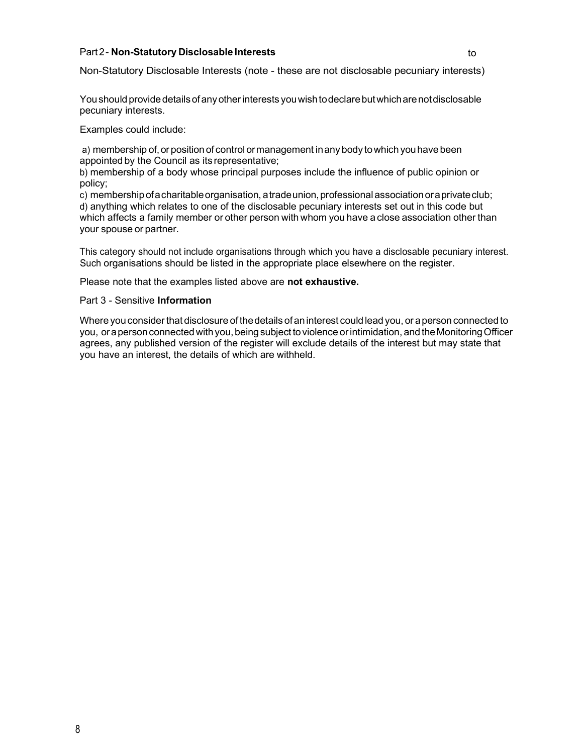Part 2 - **Non-Statutory Disclosable Interests** to

Non-Statutory Disclosable Interests (note - these are not disclosable pecuniary interests)

You should provide details of any other interests you wish to declare but which are not disclosable pecuniary interests.

Examples could include:

a) membership of, or position of control or management in any body to which you have been appointed by the Council as its representative;
b) membership of a body whose principal purposes include the influence of public opinion or policy;
c) membership of a charitable organisation, a trade union, professional association or a private club;
d) anything which relates to one of the disclosable pecuniary interests set out in this code but which affects a family member or other person with whom you have a close association other than your spouse or partner.

This category should not include organisations through which you have a disclosable pecuniary interest. Such organisations should be listed in the appropriate place elsewhere on the register.

Please note that the examples listed above are **not exhaustive.**

Part 3 - Sensitive **Information**

Where you consider that disclosure of the details of an interest could lead you, or a person connected to you, or a person connected with you, being subject to violence or intimidation, and the Monitoring Officer agrees, any published version of the register will exclude details of the interest but may state that you have an interest, the details of which are withheld.